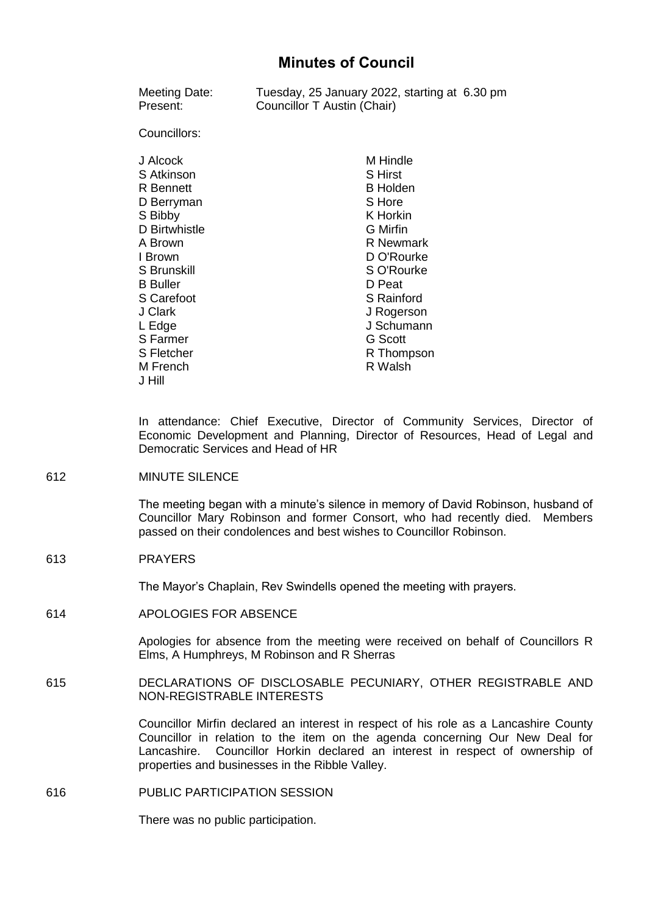# Minutes of Council

Meeting Date: Tuesday, 25 January 2022, starting at 6.30 pm
Present: Councillor T Austin (Chair)

Councillors:

J Alcock
S Atkinson
R Bennett
D Berryman
S Bibby
D Birtwhistle
A Brown
I Brown
S Brunskill
B Buller
S Carefoot
J Clark
L Edge
S Farmer
S Fletcher
M French
J Hill
M Hindle
S Hirst
B Holden
S Hore
K Horkin
G Mirfin
R Newmark
D O'Rourke
S O'Rourke
D Peat
S Rainford
J Rogerson
J Schumann
G Scott
R Thompson
R Walsh

In attendance: Chief Executive, Director of Community Services, Director of Economic Development and Planning, Director of Resources, Head of Legal and Democratic Services and Head of HR

## 612 MINUTE SILENCE

The meeting began with a minute's silence in memory of David Robinson, husband of Councillor Mary Robinson and former Consort, who had recently died. Members passed on their condolences and best wishes to Councillor Robinson.

## 613 PRAYERS

The Mayor's Chaplain, Rev Swindells opened the meeting with prayers.

## 614 APOLOGIES FOR ABSENCE

Apologies for absence from the meeting were received on behalf of Councillors R Elms, A Humphreys, M Robinson and R Sherras

## 615 DECLARATIONS OF DISCLOSABLE PECUNIARY, OTHER REGISTRABLE AND NON-REGISTRABLE INTERESTS

Councillor Mirfin declared an interest in respect of his role as a Lancashire County Councillor in relation to the item on the agenda concerning Our New Deal for Lancashire. Councillor Horkin declared an interest in respect of ownership of properties and businesses in the Ribble Valley.

## 616 PUBLIC PARTICIPATION SESSION

There was no public participation.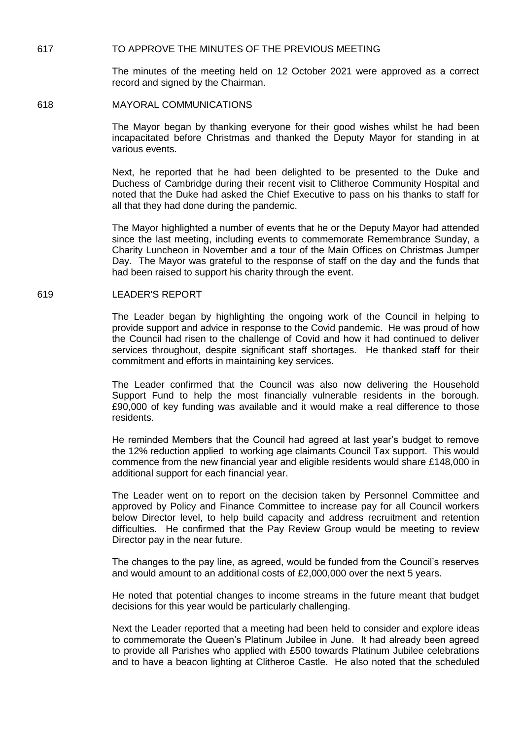## 617 TO APPROVE THE MINUTES OF THE PREVIOUS MEETING

The minutes of the meeting held on 12 October 2021 were approved as a correct record and signed by the Chairman.

## 618 MAYORAL COMMUNICATIONS

The Mayor began by thanking everyone for their good wishes whilst he had been incapacitated before Christmas and thanked the Deputy Mayor for standing in at various events.

Next, he reported that he had been delighted to be presented to the Duke and Duchess of Cambridge during their recent visit to Clitheroe Community Hospital and noted that the Duke had asked the Chief Executive to pass on his thanks to staff for all that they had done during the pandemic.

The Mayor highlighted a number of events that he or the Deputy Mayor had attended since the last meeting, including events to commemorate Remembrance Sunday, a Charity Luncheon in November and a tour of the Main Offices on Christmas Jumper Day. The Mayor was grateful to the response of staff on the day and the funds that had been raised to support his charity through the event.

## 619 LEADER'S REPORT

The Leader began by highlighting the ongoing work of the Council in helping to provide support and advice in response to the Covid pandemic. He was proud of how the Council had risen to the challenge of Covid and how it had continued to deliver services throughout, despite significant staff shortages. He thanked staff for their commitment and efforts in maintaining key services.

The Leader confirmed that the Council was also now delivering the Household Support Fund to help the most financially vulnerable residents in the borough. £90,000 of key funding was available and it would make a real difference to those residents.

He reminded Members that the Council had agreed at last year's budget to remove the 12% reduction applied to working age claimants Council Tax support. This would commence from the new financial year and eligible residents would share £148,000 in additional support for each financial year.

The Leader went on to report on the decision taken by Personnel Committee and approved by Policy and Finance Committee to increase pay for all Council workers below Director level, to help build capacity and address recruitment and retention difficulties. He confirmed that the Pay Review Group would be meeting to review Director pay in the near future.

The changes to the pay line, as agreed, would be funded from the Council's reserves and would amount to an additional costs of £2,000,000 over the next 5 years.

He noted that potential changes to income streams in the future meant that budget decisions for this year would be particularly challenging.

Next the Leader reported that a meeting had been held to consider and explore ideas to commemorate the Queen's Platinum Jubilee in June. It had already been agreed to provide all Parishes who applied with £500 towards Platinum Jubilee celebrations and to have a beacon lighting at Clitheroe Castle. He also noted that the scheduled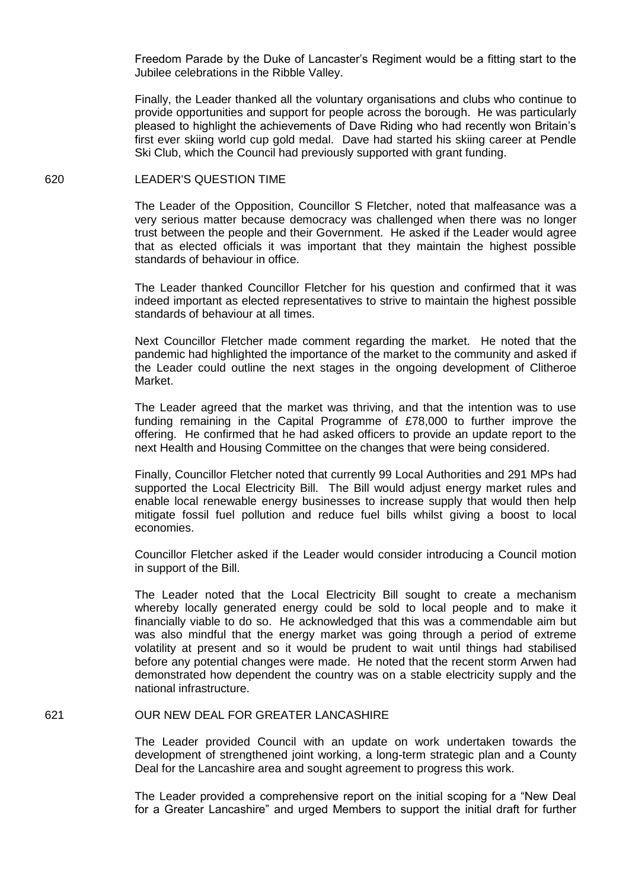Freedom Parade by the Duke of Lancaster's Regiment would be a fitting start to the Jubilee celebrations in the Ribble Valley.

Finally, the Leader thanked all the voluntary organisations and clubs who continue to provide opportunities and support for people across the borough. He was particularly pleased to highlight the achievements of Dave Riding who had recently won Britain's first ever skiing world cup gold medal. Dave had started his skiing career at Pendle Ski Club, which the Council had previously supported with grant funding.

## 620 LEADER'S QUESTION TIME

The Leader of the Opposition, Councillor S Fletcher, noted that malfeasance was a very serious matter because democracy was challenged when there was no longer trust between the people and their Government. He asked if the Leader would agree that as elected officials it was important that they maintain the highest possible standards of behaviour in office.

The Leader thanked Councillor Fletcher for his question and confirmed that it was indeed important as elected representatives to strive to maintain the highest possible standards of behaviour at all times.

Next Councillor Fletcher made comment regarding the market. He noted that the pandemic had highlighted the importance of the market to the community and asked if the Leader could outline the next stages in the ongoing development of Clitheroe Market.

The Leader agreed that the market was thriving, and that the intention was to use funding remaining in the Capital Programme of £78,000 to further improve the offering. He confirmed that he had asked officers to provide an update report to the next Health and Housing Committee on the changes that were being considered.

Finally, Councillor Fletcher noted that currently 99 Local Authorities and 291 MPs had supported the Local Electricity Bill. The Bill would adjust energy market rules and enable local renewable energy businesses to increase supply that would then help mitigate fossil fuel pollution and reduce fuel bills whilst giving a boost to local economies.

Councillor Fletcher asked if the Leader would consider introducing a Council motion in support of the Bill.

The Leader noted that the Local Electricity Bill sought to create a mechanism whereby locally generated energy could be sold to local people and to make it financially viable to do so. He acknowledged that this was a commendable aim but was also mindful that the energy market was going through a period of extreme volatility at present and so it would be prudent to wait until things had stabilised before any potential changes were made. He noted that the recent storm Arwen had demonstrated how dependent the country was on a stable electricity supply and the national infrastructure.

## 621 OUR NEW DEAL FOR GREATER LANCASHIRE

The Leader provided Council with an update on work undertaken towards the development of strengthened joint working, a long-term strategic plan and a County Deal for the Lancashire area and sought agreement to progress this work.

The Leader provided a comprehensive report on the initial scoping for a "New Deal for a Greater Lancashire" and urged Members to support the initial draft for further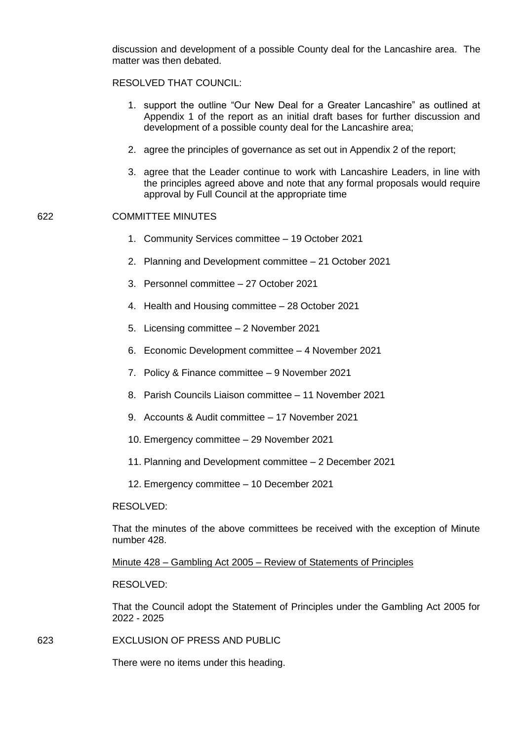discussion and development of a possible County deal for the Lancashire area. The matter was then debated.

RESOLVED THAT COUNCIL:

1. support the outline "Our New Deal for a Greater Lancashire" as outlined at Appendix 1 of the report as an initial draft bases for further discussion and development of a possible county deal for the Lancashire area;
2. agree the principles of governance as set out in Appendix 2 of the report;
3. agree that the Leader continue to work with Lancashire Leaders, in line with the principles agreed above and note that any formal proposals would require approval by Full Council at the appropriate time

622 COMMITTEE MINUTES

1. Community Services committee – 19 October 2021
2. Planning and Development committee – 21 October 2021
3. Personnel committee – 27 October 2021
4. Health and Housing committee – 28 October 2021
5. Licensing committee – 2 November 2021
6. Economic Development committee – 4 November 2021
7. Policy & Finance committee – 9 November 2021
8. Parish Councils Liaison committee – 11 November 2021
9. Accounts & Audit committee – 17 November 2021
10. Emergency committee – 29 November 2021
11. Planning and Development committee – 2 December 2021
12. Emergency committee – 10 December 2021

RESOLVED:

That the minutes of the above committees be received with the exception of Minute number 428.

<u>Minute 428 – Gambling Act 2005 – Review of Statements of Principles</u>

RESOLVED:

That the Council adopt the Statement of Principles under the Gambling Act 2005 for 2022 - 2025

623 EXCLUSION OF PRESS AND PUBLIC

There were no items under this heading.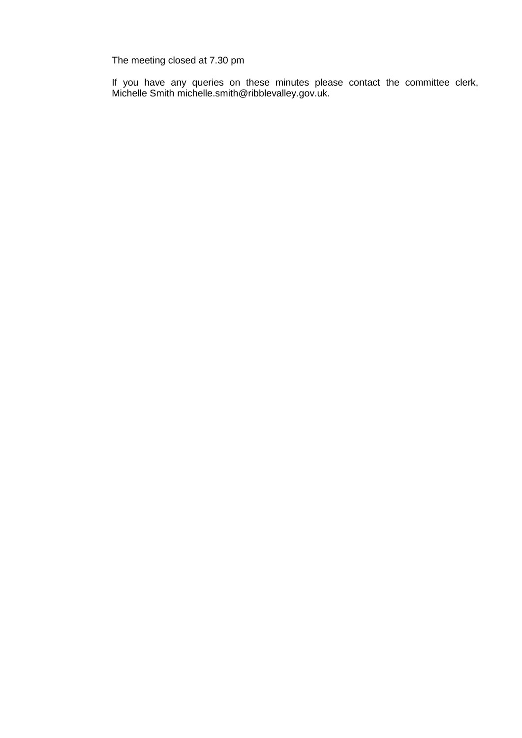The meeting closed at 7.30 pm

If you have any queries on these minutes please contact the committee clerk, Michelle Smith michelle.smith@ribblevalley.gov.uk.